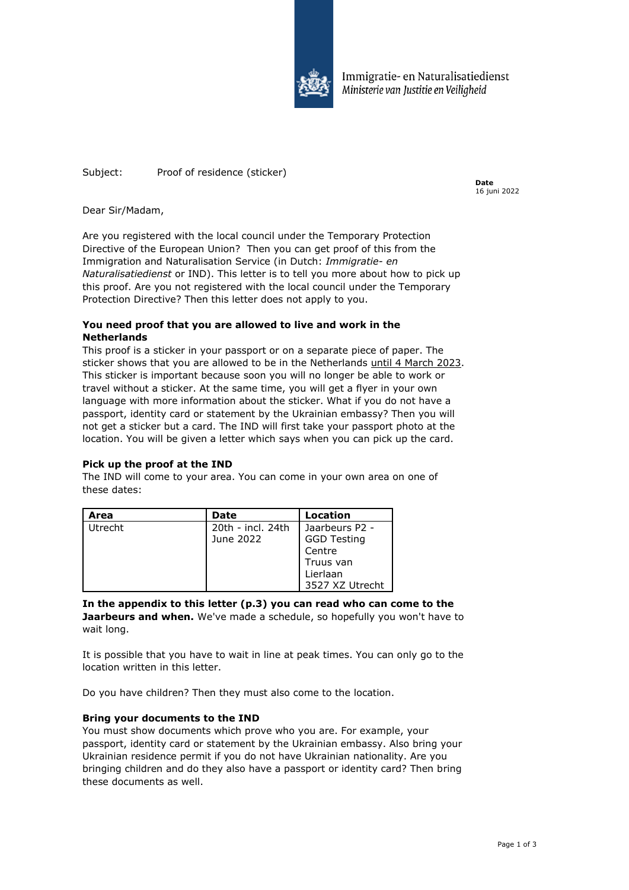Immigratie- en Naturalisatiedienst
*Ministerie van Justitie en Veiligheid*

Subject: Proof of residence (sticker)

**Date**
16 juni 2022

Dear Sir/Madam,

Are you registered with the local council under the Temporary Protection Directive of the European Union? Then you can get proof of this from the Immigration and Naturalisation Service (in Dutch: *Immigratie- en Naturalisatiedienst* or IND). This letter is to tell you more about how to pick up this proof. Are you not registered with the local council under the Temporary Protection Directive? Then this letter does not apply to you.

**You need proof that you are allowed to live and work in the Netherlands**

This proof is a sticker in your passport or on a separate piece of paper. The sticker shows that you are allowed to be in the Netherlands until 4 March 2023. This sticker is important because soon you will no longer be able to work or travel without a sticker. At the same time, you will get a flyer in your own language with more information about the sticker. What if you do not have a passport, identity card or statement by the Ukrainian embassy? Then you will not get a sticker but a card. The IND will first take your passport photo at the location. You will be given a letter which says when you can pick up the card.

**Pick up the proof at the IND**

The IND will come to your area. You can come in your own area on one of these dates:

| Area | Date | Location |
|---|---|---|
| Utrecht | 20th - incl. 24th June 2022 | Jaarbeurs P2 - GGD Testing Centre Truus van Lierlaan 3527 XZ Utrecht |

**In the appendix to this letter (p.3) you can read who can come to the Jaarbeurs and when.** We've made a schedule, so hopefully you won't have to wait long.

It is possible that you have to wait in line at peak times. You can only go to the location written in this letter.

Do you have children? Then they must also come to the location.

**Bring your documents to the IND**

You must show documents which prove who you are. For example, your passport, identity card or statement by the Ukrainian embassy. Also bring your Ukrainian residence permit if you do not have Ukrainian nationality. Are you bringing children and do they also have a passport or identity card? Then bring these documents as well.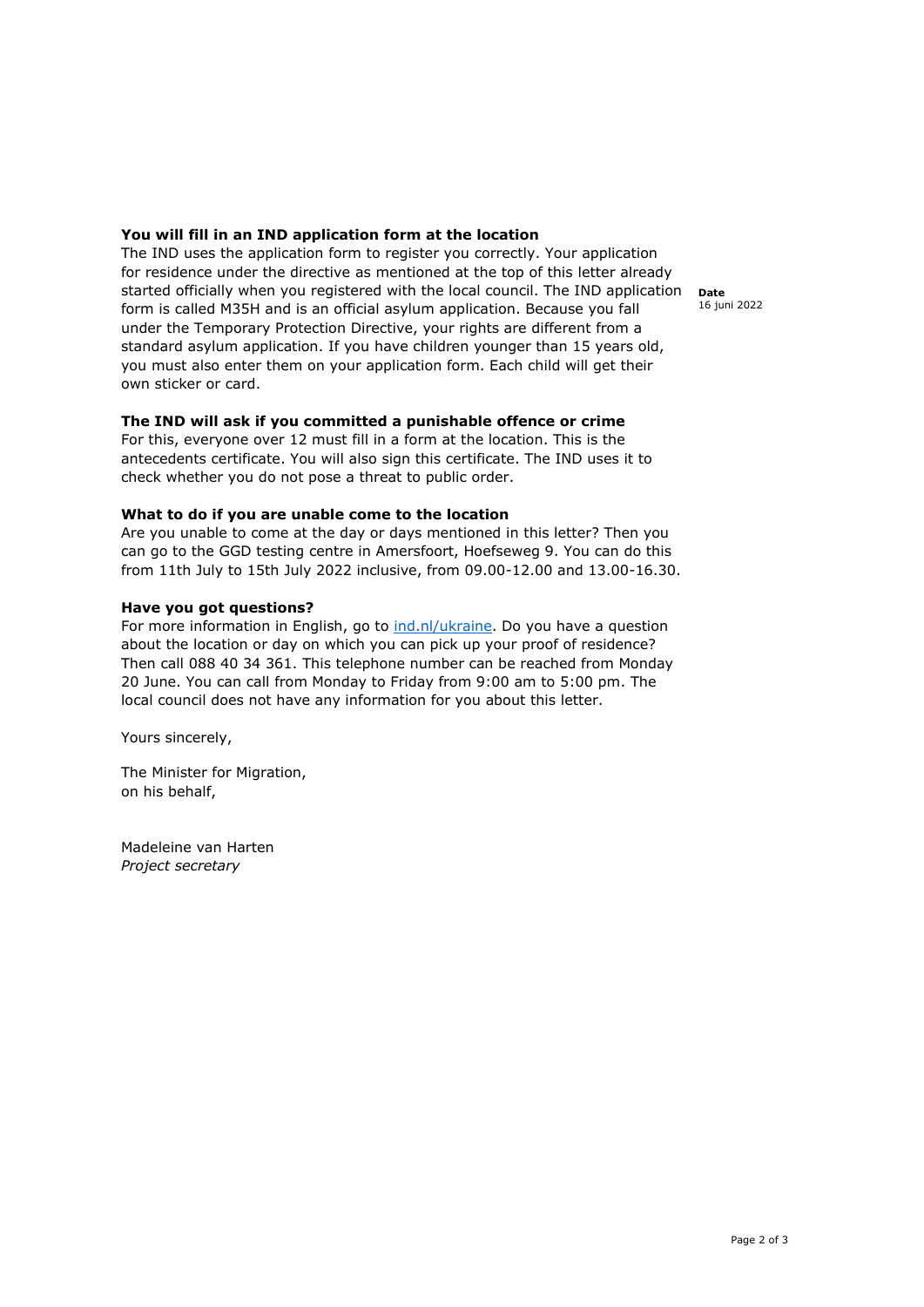**Date**
16 juni 2022

### You will fill in an IND application form at the location

The IND uses the application form to register you correctly. Your application for residence under the directive as mentioned at the top of this letter already started officially when you registered with the local council. The IND application form is called M35H and is an official asylum application. Because you fall under the Temporary Protection Directive, your rights are different from a standard asylum application. If you have children younger than 15 years old, you must also enter them on your application form. Each child will get their own sticker or card.

### The IND will ask if you committed a punishable offence or crime

For this, everyone over 12 must fill in a form at the location. This is the antecedents certificate. You will also sign this certificate. The IND uses it to check whether you do not pose a threat to public order.

### What to do if you are unable come to the location

Are you unable to come at the day or days mentioned in this letter? Then you can go to the GGD testing centre in Amersfoort, Hoefseweg 9. You can do this from 11th July to 15th July 2022 inclusive, from 09.00-12.00 and 13.00-16.30.

### Have you got questions?

For more information in English, go to [ind.nl/ukraine](ind.nl/ukraine). Do you have a question about the location or day on which you can pick up your proof of residence? Then call 088 40 34 361. This telephone number can be reached from Monday 20 June. You can call from Monday to Friday from 9:00 am to 5:00 pm. The local council does not have any information for you about this letter.

Yours sincerely,

The Minister for Migration,
on his behalf,

Madeleine van Harten
*Project secretary*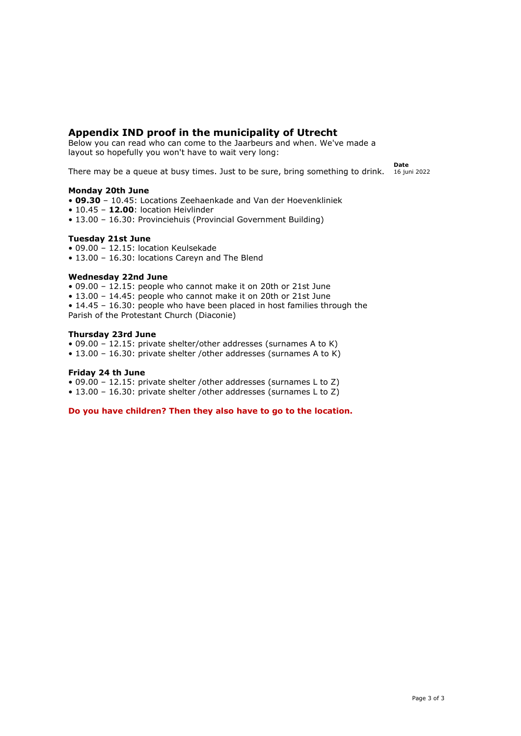## Appendix IND proof in the municipality of Utrecht

Below you can read who can come to the Jaarbeurs and when. We've made a layout so hopefully you won't have to wait very long:

There may be a queue at busy times. Just to be sure, bring something to drink.

**Date**
16 juni 2022

**Monday 20th June**

- **09.30** – 10.45: Locations Zeehaenkade and Van der Hoevenkliniek
- 10.45 – **12.00**: location Heivlinder
- 13.00 – 16.30: Provinciehuis (Provincial Government Building)

**Tuesday 21st June**

- 09.00 – 12.15: location Keulsekade
- 13.00 – 16.30: locations Careyn and The Blend

**Wednesday 22nd June**

- 09.00 – 12.15: people who cannot make it on 20th or 21st June
- 13.00 – 14.45: people who cannot make it on 20th or 21st June
- 14.45 – 16.30: people who have been placed in host families through the Parish of the Protestant Church (Diaconie)

**Thursday 23rd June**

- 09.00 – 12.15: private shelter/other addresses (surnames A to K)
- 13.00 – 16.30: private shelter /other addresses (surnames A to K)

**Friday 24 th June**

- 09.00 – 12.15: private shelter /other addresses (surnames L to Z)
- 13.00 – 16.30: private shelter /other addresses (surnames L to Z)

**Do you have children? Then they also have to go to the location.**